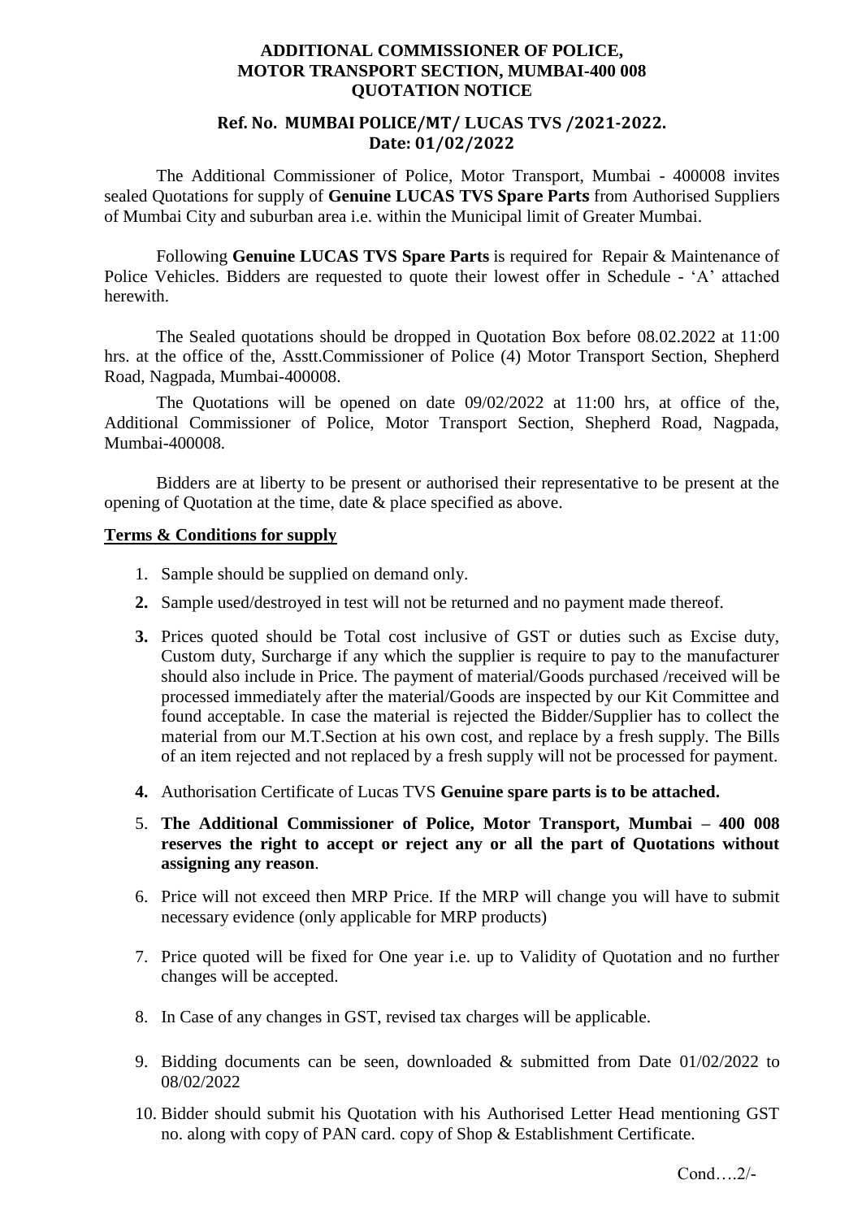**ADDITIONAL COMMISSIONER OF POLICE,**
**MOTOR TRANSPORT SECTION, MUMBAI-400 008**
**QUOTATION NOTICE**

**Ref. No. MUMBAI POLICE/MT/ LUCAS TVS /2021-2022.**
**Date: 01/02/2022**

The Additional Commissioner of Police, Motor Transport, Mumbai - 400008 invites sealed Quotations for supply of **Genuine LUCAS TVS Spare Parts** from Authorised Suppliers of Mumbai City and suburban area i.e. within the Municipal limit of Greater Mumbai.

Following **Genuine LUCAS TVS Spare Parts** is required for Repair & Maintenance of Police Vehicles. Bidders are requested to quote their lowest offer in Schedule - 'A' attached herewith.

The Sealed quotations should be dropped in Quotation Box before 08.02.2022 at 11:00 hrs. at the office of the, Asstt.Commissioner of Police (4) Motor Transport Section, Shepherd Road, Nagpada, Mumbai-400008.

The Quotations will be opened on date 09/02/2022 at 11:00 hrs, at office of the, Additional Commissioner of Police, Motor Transport Section, Shepherd Road, Nagpada, Mumbai-400008.

Bidders are at liberty to be present or authorised their representative to be present at the opening of Quotation at the time, date & place specified as above.

**Terms & Conditions for supply**

1. Sample should be supplied on demand only.
2. Sample used/destroyed in test will not be returned and no payment made thereof.
3. Prices quoted should be Total cost inclusive of GST or duties such as Excise duty, Custom duty, Surcharge if any which the supplier is require to pay to the manufacturer should also include in Price. The payment of material/Goods purchased /received will be processed immediately after the material/Goods are inspected by our Kit Committee and found acceptable. In case the material is rejected the Bidder/Supplier has to collect the material from our M.T.Section at his own cost, and replace by a fresh supply. The Bills of an item rejected and not replaced by a fresh supply will not be processed for payment.
4. Authorisation Certificate of Lucas TVS **Genuine spare parts is to be attached.**
5. **The Additional Commissioner of Police, Motor Transport, Mumbai – 400 008 reserves the right to accept or reject any or all the part of Quotations without assigning any reason**.
6. Price will not exceed then MRP Price. If the MRP will change you will have to submit necessary evidence (only applicable for MRP products)
7. Price quoted will be fixed for One year i.e. up to Validity of Quotation and no further changes will be accepted.
8. In Case of any changes in GST, revised tax charges will be applicable.
9. Bidding documents can be seen, downloaded & submitted from Date 01/02/2022 to 08/02/2022
10. Bidder should submit his Quotation with his Authorised Letter Head mentioning GST no. along with copy of PAN card. copy of Shop & Establishment Certificate.

Cond….2/-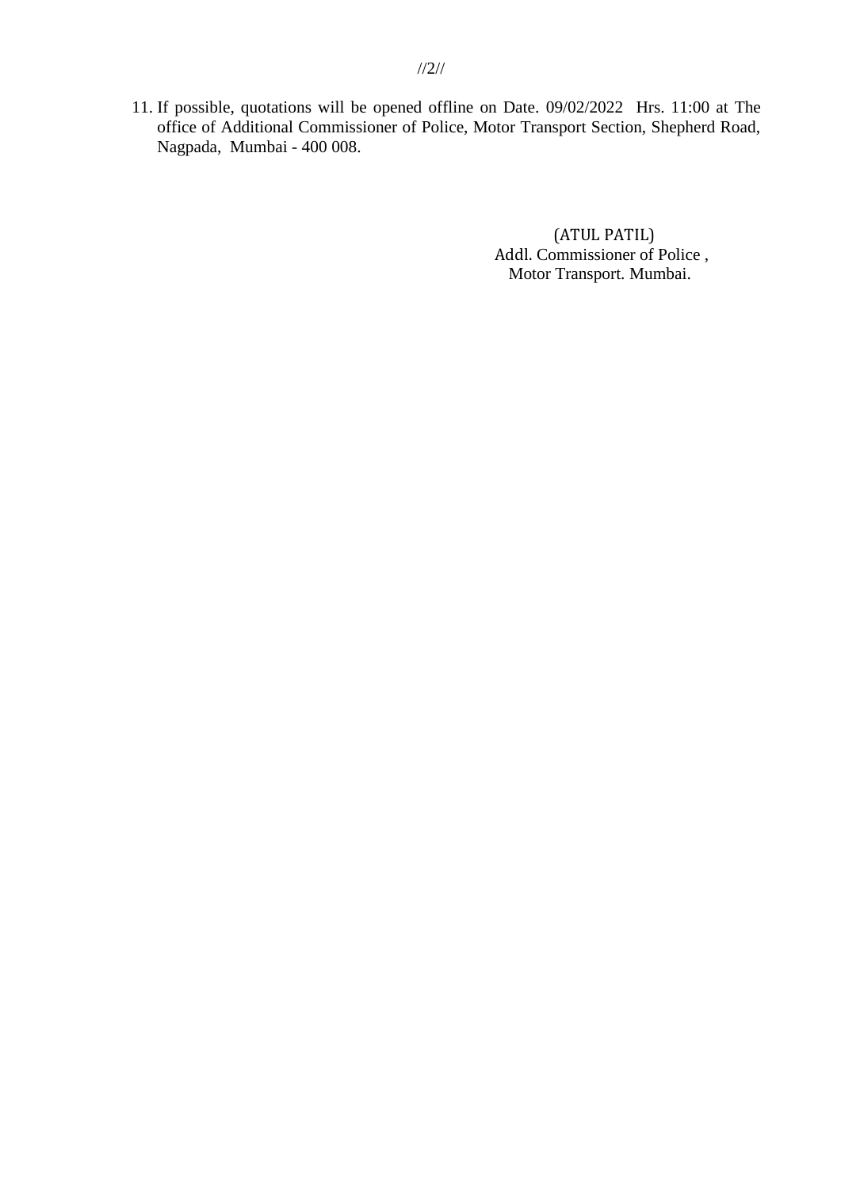11. If possible, quotations will be opened offline on Date. 09/02/2022 Hrs. 11:00 at The office of Additional Commissioner of Police, Motor Transport Section, Shepherd Road, Nagpada, Mumbai - 400 008.

(ATUL PATIL)
Addl. Commissioner of Police ,
Motor Transport. Mumbai.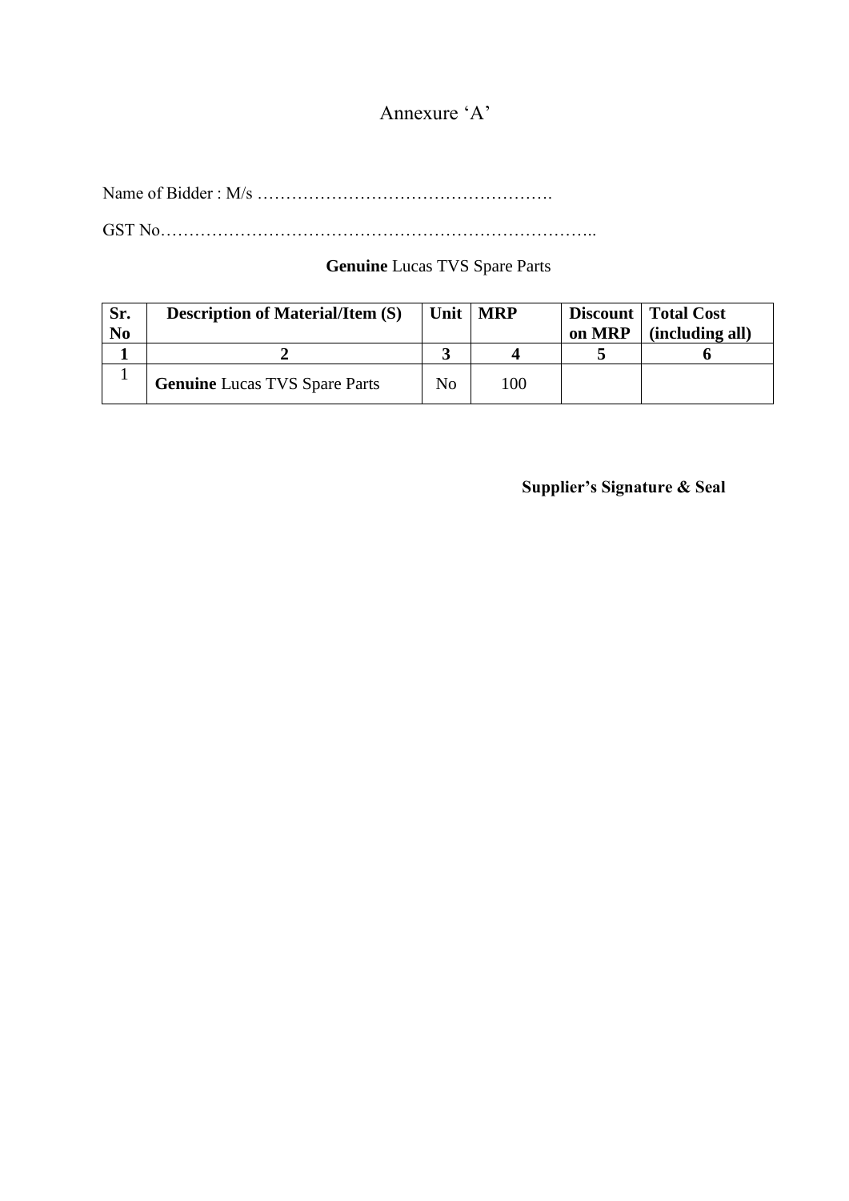# Annexure 'A'

Name of Bidder : M/s …………………………………………….

GST No…………………………………………………………………..

**Genuine** Lucas TVS Spare Parts

| Sr. No | Description of Material/Item (S) | Unit | MRP | Discount on MRP | Total Cost (including all) |
|---|---|---|---|---|---|
| **1** | **2** | **3** | **4** | **5** | **6** |
| 1 | **Genuine** Lucas TVS Spare Parts | No | 100 | | |

**Supplier's Signature & Seal**